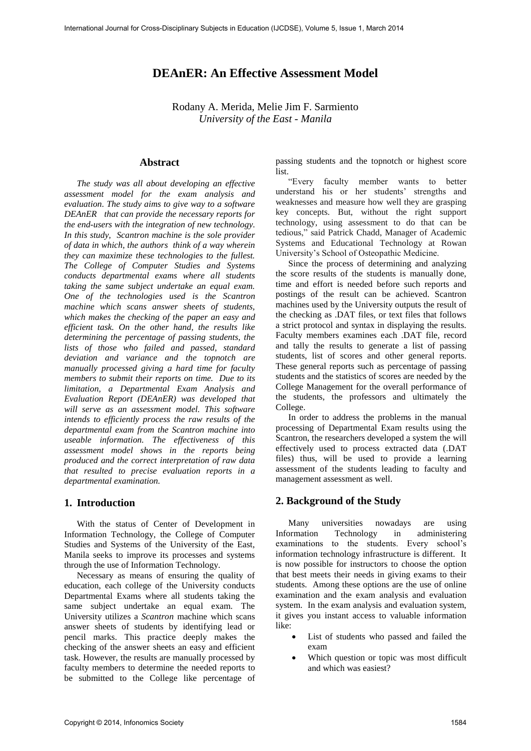# DEAnER: An Effective Assessment Model

Rodany A. Merida, Melie Jim F. Sarmiento
*University of the East - Manila*

## Abstract

*The study was all about developing an effective assessment model for the exam analysis and evaluation. The study aims to give way to a software DEAnER that can provide the necessary reports for the end-users with the integration of new technology. In this study, Scantron machine is the sole provider of data in which, the authors think of a way wherein they can maximize these technologies to the fullest. The College of Computer Studies and Systems conducts departmental exams where all students taking the same subject undertake an equal exam. One of the technologies used is the Scantron machine which scans answer sheets of students, which makes the checking of the paper an easy and efficient task. On the other hand, the results like determining the percentage of passing students, the lists of those who failed and passed, standard deviation and variance and the topnotch are manually processed giving a hard time for faculty members to submit their reports on time. Due to its limitation, a Departmental Exam Analysis and Evaluation Report (DEAnER) was developed that will serve as an assessment model. This software intends to efficiently process the raw results of the departmental exam from the Scantron machine into useable information. The effectiveness of this assessment model shows in the reports being produced and the correct interpretation of raw data that resulted to precise evaluation reports in a departmental examination.*

## 1. Introduction

With the status of Center of Development in Information Technology, the College of Computer Studies and Systems of the University of the East, Manila seeks to improve its processes and systems through the use of Information Technology.

Necessary as means of ensuring the quality of education, each college of the University conducts Departmental Exams where all students taking the same subject undertake an equal exam. The University utilizes a *Scantron* machine which scans answer sheets of students by identifying lead or pencil marks. This practice deeply makes the checking of the answer sheets an easy and efficient task. However, the results are manually processed by faculty members to determine the needed reports to be submitted to the College like percentage of passing students and the topnotch or highest score list.

"Every faculty member wants to better understand his or her students' strengths and weaknesses and measure how well they are grasping key concepts. But, without the right support technology, using assessment to do that can be tedious," said Patrick Chadd, Manager of Academic Systems and Educational Technology at Rowan University's School of Osteopathic Medicine.

Since the process of determining and analyzing the score results of the students is manually done, time and effort is needed before such reports and postings of the result can be achieved. Scantron machines used by the University outputs the result of the checking as .DAT files, or text files that follows a strict protocol and syntax in displaying the results. Faculty members examines each .DAT file, record and tally the results to generate a list of passing students, list of scores and other general reports. These general reports such as percentage of passing students and the statistics of scores are needed by the College Management for the overall performance of the students, the professors and ultimately the College.

In order to address the problems in the manual processing of Departmental Exam results using the Scantron, the researchers developed a system the will effectively used to process extracted data (.DAT files) thus, will be used to provide a learning assessment of the students leading to faculty and management assessment as well.

## 2. Background of the Study

Many universities nowadays are using Information Technology in administering examinations to the students. Every school's information technology infrastructure is different. It is now possible for instructors to choose the option that best meets their needs in giving exams to their students. Among these options are the use of online examination and the exam analysis and evaluation system. In the exam analysis and evaluation system, it gives you instant access to valuable information like:

- List of students who passed and failed the exam
- Which question or topic was most difficult and which was easiest?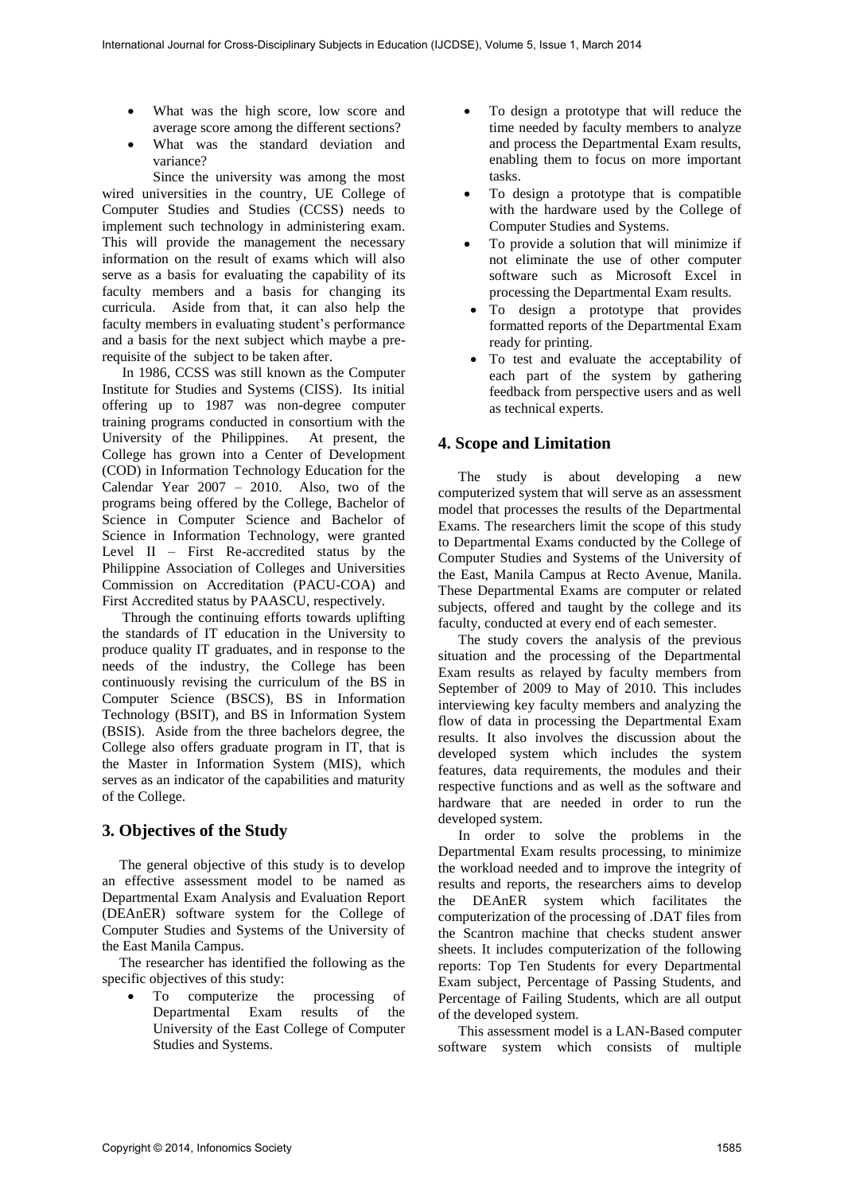- What was the high score, low score and average score among the different sections?
- What was the standard deviation and variance?

Since the university was among the most wired universities in the country, UE College of Computer Studies and Studies (CCSS) needs to implement such technology in administering exam. This will provide the management the necessary information on the result of exams which will also serve as a basis for evaluating the capability of its faculty members and a basis for changing its curricula. Aside from that, it can also help the faculty members in evaluating student's performance and a basis for the next subject which maybe a pre-requisite of the subject to be taken after.

In 1986, CCSS was still known as the Computer Institute for Studies and Systems (CISS). Its initial offering up to 1987 was non-degree computer training programs conducted in consortium with the University of the Philippines. At present, the College has grown into a Center of Development (COD) in Information Technology Education for the Calendar Year 2007 – 2010. Also, two of the programs being offered by the College, Bachelor of Science in Computer Science and Bachelor of Science in Information Technology, were granted Level II – First Re-accredited status by the Philippine Association of Colleges and Universities Commission on Accreditation (PACU-COA) and First Accredited status by PAASCU, respectively.

Through the continuing efforts towards uplifting the standards of IT education in the University to produce quality IT graduates, and in response to the needs of the industry, the College has been continuously revising the curriculum of the BS in Computer Science (BSCS), BS in Information Technology (BSIT), and BS in Information System (BSIS). Aside from the three bachelors degree, the College also offers graduate program in IT, that is the Master in Information System (MIS), which serves as an indicator of the capabilities and maturity of the College.

## 3. Objectives of the Study

The general objective of this study is to develop an effective assessment model to be named as Departmental Exam Analysis and Evaluation Report (DEAnER) software system for the College of Computer Studies and Systems of the University of the East Manila Campus.

The researcher has identified the following as the specific objectives of this study:

- To computerize the processing of Departmental Exam results of the University of the East College of Computer Studies and Systems.
- To design a prototype that will reduce the time needed by faculty members to analyze and process the Departmental Exam results, enabling them to focus on more important tasks.
- To design a prototype that is compatible with the hardware used by the College of Computer Studies and Systems.
- To provide a solution that will minimize if not eliminate the use of other computer software such as Microsoft Excel in processing the Departmental Exam results.
- To design a prototype that provides formatted reports of the Departmental Exam ready for printing.
- To test and evaluate the acceptability of each part of the system by gathering feedback from perspective users and as well as technical experts.

## 4. Scope and Limitation

The study is about developing a new computerized system that will serve as an assessment model that processes the results of the Departmental Exams. The researchers limit the scope of this study to Departmental Exams conducted by the College of Computer Studies and Systems of the University of the East, Manila Campus at Recto Avenue, Manila. These Departmental Exams are computer or related subjects, offered and taught by the college and its faculty, conducted at every end of each semester.

The study covers the analysis of the previous situation and the processing of the Departmental Exam results as relayed by faculty members from September of 2009 to May of 2010. This includes interviewing key faculty members and analyzing the flow of data in processing the Departmental Exam results. It also involves the discussion about the developed system which includes the system features, data requirements, the modules and their respective functions and as well as the software and hardware that are needed in order to run the developed system.

In order to solve the problems in the Departmental Exam results processing, to minimize the workload needed and to improve the integrity of results and reports, the researchers aims to develop the DEAnER system which facilitates the computerization of the processing of .DAT files from the Scantron machine that checks student answer sheets. It includes computerization of the following reports: Top Ten Students for every Departmental Exam subject, Percentage of Passing Students, and Percentage of Failing Students, which are all output of the developed system.

This assessment model is a LAN-Based computer software system which consists of multiple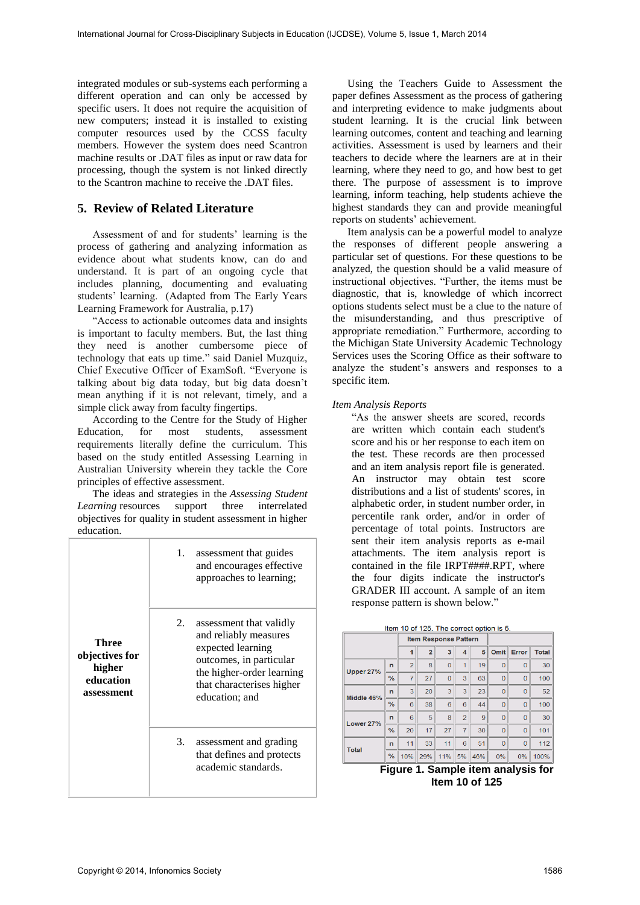integrated modules or sub-systems each performing a different operation and can only be accessed by specific users. It does not require the acquisition of new computers; instead it is installed to existing computer resources used by the CCSS faculty members. However the system does need Scantron machine results or .DAT files as input or raw data for processing, though the system is not linked directly to the Scantron machine to receive the .DAT files.

## 5. Review of Related Literature

Assessment of and for students' learning is the process of gathering and analyzing information as evidence about what students know, can do and understand. It is part of an ongoing cycle that includes planning, documenting and evaluating students' learning. (Adapted from The Early Years Learning Framework for Australia, p.17)

"Access to actionable outcomes data and insights is important to faculty members. But, the last thing they need is another cumbersome piece of technology that eats up time." said Daniel Muzquiz, Chief Executive Officer of ExamSoft. "Everyone is talking about big data today, but big data doesn't mean anything if it is not relevant, timely, and a simple click away from faculty fingertips.

According to the Centre for the Study of Higher Education, for most students, assessment requirements literally define the curriculum. This based on the study entitled Assessing Learning in Australian University wherein they tackle the Core principles of effective assessment.

The ideas and strategies in the *Assessing Student Learning* resources support three interrelated objectives for quality in student assessment in higher education.

| | |
|---|---|
| **Three objectives for higher education assessment** | 1. assessment that guides and encourages effective approaches to learning; |
| | 2. assessment that validly and reliably measures expected learning outcomes, in particular the higher-order learning that characterises higher education; and |
| | 3. assessment and grading that defines and protects academic standards. |

Using the Teachers Guide to Assessment the paper defines Assessment as the process of gathering and interpreting evidence to make judgments about student learning. It is the crucial link between learning outcomes, content and teaching and learning activities. Assessment is used by learners and their teachers to decide where the learners are at in their learning, where they need to go, and how best to get there. The purpose of assessment is to improve learning, inform teaching, help students achieve the highest standards they can and provide meaningful reports on students' achievement.

Item analysis can be a powerful model to analyze the responses of different people answering a particular set of questions. For these questions to be analyzed, the question should be a valid measure of instructional objectives. "Further, the items must be diagnostic, that is, knowledge of which incorrect options students select must be a clue to the nature of the misunderstanding, and thus prescriptive of appropriate remediation." Furthermore, according to the Michigan State University Academic Technology Services uses the Scoring Office as their software to analyze the student's answers and responses to a specific item.

*Item Analysis Reports*

"As the answer sheets are scored, records are written which contain each student's score and his or her response to each item on the test. These records are then processed and an item analysis report file is generated. An instructor may obtain test score distributions and a list of students' scores, in alphabetic order, in student number order, in percentile rank order, and/or in order of percentage of total points. Instructors are sent their item analysis reports as e-mail attachments. The item analysis report is contained in the file IRPT####.RPT, where the four digits indicate the instructor's GRADER III account. A sample of an item response pattern is shown below."

Item 10 of 125. The correct option is 5.

| | | Item Response Pattern | | | | | | | |
|---|---|---|---|---|---|---|---|---|---|
| | | 1 | 2 | 3 | 4 | 5 | Omit | Error | Total |
| Upper 27% | n | 2 | 8 | 0 | 1 | 19 | 0 | 0 | 30 |
| | % | 7 | 27 | 0 | 3 | 63 | 0 | 0 | 100 |
| Middle 46% | n | 3 | 20 | 3 | 3 | 23 | 0 | 0 | 52 |
| | % | 6 | 38 | 6 | 6 | 44 | 0 | 0 | 100 |
| Lower 27% | n | 6 | 5 | 8 | 2 | 9 | 0 | 0 | 30 |
| | % | 20 | 17 | 27 | 7 | 30 | 0 | 0 | 101 |
| Total | n | 11 | 33 | 11 | 6 | 51 | 0 | 0 | 112 |
| | % | 10% | 29% | 11% | 5% | 46% | 0% | 0% | 100% |

**Figure 1. Sample item analysis for Item 10 of 125**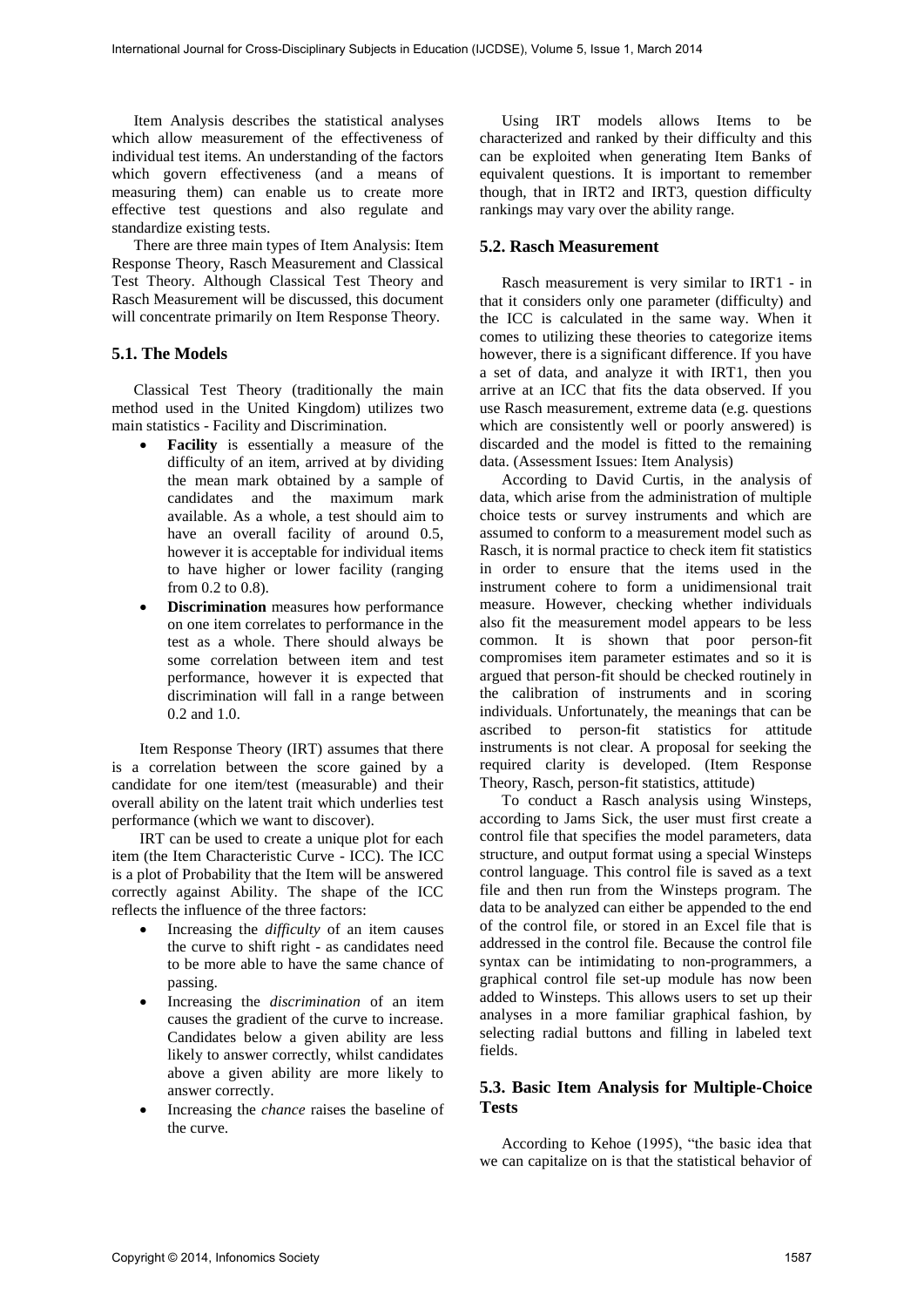Item Analysis describes the statistical analyses which allow measurement of the effectiveness of individual test items. An understanding of the factors which govern effectiveness (and a means of measuring them) can enable us to create more effective test questions and also regulate and standardize existing tests.

There are three main types of Item Analysis: Item Response Theory, Rasch Measurement and Classical Test Theory. Although Classical Test Theory and Rasch Measurement will be discussed, this document will concentrate primarily on Item Response Theory.

### 5.1. The Models

Classical Test Theory (traditionally the main method used in the United Kingdom) utilizes two main statistics - Facility and Discrimination.

- **Facility** is essentially a measure of the difficulty of an item, arrived at by dividing the mean mark obtained by a sample of candidates and the maximum mark available. As a whole, a test should aim to have an overall facility of around 0.5, however it is acceptable for individual items to have higher or lower facility (ranging from 0.2 to 0.8).
- **Discrimination** measures how performance on one item correlates to performance in the test as a whole. There should always be some correlation between item and test performance, however it is expected that discrimination will fall in a range between 0.2 and 1.0.

Item Response Theory (IRT) assumes that there is a correlation between the score gained by a candidate for one item/test (measurable) and their overall ability on the latent trait which underlies test performance (which we want to discover).

IRT can be used to create a unique plot for each item (the Item Characteristic Curve - ICC). The ICC is a plot of Probability that the Item will be answered correctly against Ability. The shape of the ICC reflects the influence of the three factors:

- Increasing the *difficulty* of an item causes the curve to shift right - as candidates need to be more able to have the same chance of passing.
- Increasing the *discrimination* of an item causes the gradient of the curve to increase. Candidates below a given ability are less likely to answer correctly, whilst candidates above a given ability are more likely to answer correctly.
- Increasing the *chance* raises the baseline of the curve.

Using IRT models allows Items to be characterized and ranked by their difficulty and this can be exploited when generating Item Banks of equivalent questions. It is important to remember though, that in IRT2 and IRT3, question difficulty rankings may vary over the ability range.

### 5.2. Rasch Measurement

Rasch measurement is very similar to IRT1 - in that it considers only one parameter (difficulty) and the ICC is calculated in the same way. When it comes to utilizing these theories to categorize items however, there is a significant difference. If you have a set of data, and analyze it with IRT1, then you arrive at an ICC that fits the data observed. If you use Rasch measurement, extreme data (e.g. questions which are consistently well or poorly answered) is discarded and the model is fitted to the remaining data. (Assessment Issues: Item Analysis)

According to David Curtis, in the analysis of data, which arise from the administration of multiple choice tests or survey instruments and which are assumed to conform to a measurement model such as Rasch, it is normal practice to check item fit statistics in order to ensure that the items used in the instrument cohere to form a unidimensional trait measure. However, checking whether individuals also fit the measurement model appears to be less common. It is shown that poor person-fit compromises item parameter estimates and so it is argued that person-fit should be checked routinely in the calibration of instruments and in scoring individuals. Unfortunately, the meanings that can be ascribed to person-fit statistics for attitude instruments is not clear. A proposal for seeking the required clarity is developed. (Item Response Theory, Rasch, person-fit statistics, attitude)

To conduct a Rasch analysis using Winsteps, according to Jams Sick, the user must first create a control file that specifies the model parameters, data structure, and output format using a special Winsteps control language. This control file is saved as a text file and then run from the Winsteps program. The data to be analyzed can either be appended to the end of the control file, or stored in an Excel file that is addressed in the control file. Because the control file syntax can be intimidating to non-programmers, a graphical control file set-up module has now been added to Winsteps. This allows users to set up their analyses in a more familiar graphical fashion, by selecting radial buttons and filling in labeled text fields.

### 5.3. Basic Item Analysis for Multiple-Choice Tests

According to Kehoe (1995), "the basic idea that we can capitalize on is that the statistical behavior of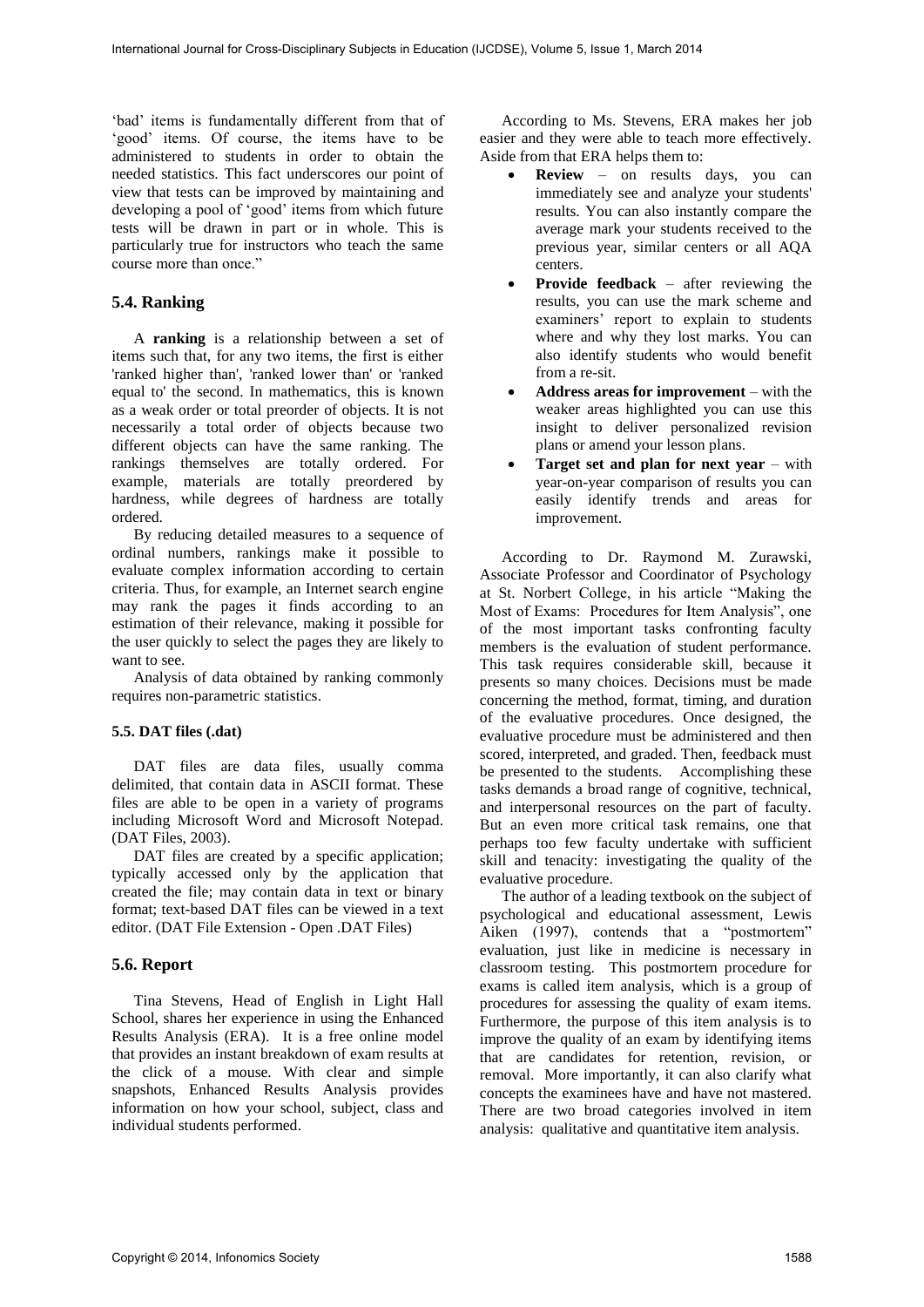'bad' items is fundamentally different from that of 'good' items. Of course, the items have to be administered to students in order to obtain the needed statistics. This fact underscores our point of view that tests can be improved by maintaining and developing a pool of 'good' items from which future tests will be drawn in part or in whole. This is particularly true for instructors who teach the same course more than once."

## 5.4. Ranking

A **ranking** is a relationship between a set of items such that, for any two items, the first is either 'ranked higher than', 'ranked lower than' or 'ranked equal to' the second. In mathematics, this is known as a weak order or total preorder of objects. It is not necessarily a total order of objects because two different objects can have the same ranking. The rankings themselves are totally ordered. For example, materials are totally preordered by hardness, while degrees of hardness are totally ordered.

By reducing detailed measures to a sequence of ordinal numbers, rankings make it possible to evaluate complex information according to certain criteria. Thus, for example, an Internet search engine may rank the pages it finds according to an estimation of their relevance, making it possible for the user quickly to select the pages they are likely to want to see.

Analysis of data obtained by ranking commonly requires non-parametric statistics.

### 5.5. DAT files (.dat)

DAT files are data files, usually comma delimited, that contain data in ASCII format. These files are able to be open in a variety of programs including Microsoft Word and Microsoft Notepad. (DAT Files, 2003).

DAT files are created by a specific application; typically accessed only by the application that created the file; may contain data in text or binary format; text-based DAT files can be viewed in a text editor. (DAT File Extension - Open .DAT Files)

## 5.6. Report

Tina Stevens, Head of English in Light Hall School, shares her experience in using the Enhanced Results Analysis (ERA). It is a free online model that provides an instant breakdown of exam results at the click of a mouse. With clear and simple snapshots, Enhanced Results Analysis provides information on how your school, subject, class and individual students performed.

According to Ms. Stevens, ERA makes her job easier and they were able to teach more effectively. Aside from that ERA helps them to:

- **Review** – on results days, you can immediately see and analyze your students' results. You can also instantly compare the average mark your students received to the previous year, similar centers or all AQA centers.
- **Provide feedback** – after reviewing the results, you can use the mark scheme and examiners' report to explain to students where and why they lost marks. You can also identify students who would benefit from a re-sit.
- **Address areas for improvement** – with the weaker areas highlighted you can use this insight to deliver personalized revision plans or amend your lesson plans.
- **Target set and plan for next year** – with year-on-year comparison of results you can easily identify trends and areas for improvement.

According to Dr. Raymond M. Zurawski, Associate Professor and Coordinator of Psychology at St. Norbert College, in his article "Making the Most of Exams: Procedures for Item Analysis", one of the most important tasks confronting faculty members is the evaluation of student performance. This task requires considerable skill, because it presents so many choices. Decisions must be made concerning the method, format, timing, and duration of the evaluative procedures. Once designed, the evaluative procedure must be administered and then scored, interpreted, and graded. Then, feedback must be presented to the students. Accomplishing these tasks demands a broad range of cognitive, technical, and interpersonal resources on the part of faculty. But an even more critical task remains, one that perhaps too few faculty undertake with sufficient skill and tenacity: investigating the quality of the evaluative procedure.

The author of a leading textbook on the subject of psychological and educational assessment, Lewis Aiken (1997), contends that a "postmortem" evaluation, just like in medicine is necessary in classroom testing. This postmortem procedure for exams is called item analysis, which is a group of procedures for assessing the quality of exam items. Furthermore, the purpose of this item analysis is to improve the quality of an exam by identifying items that are candidates for retention, revision, or removal. More importantly, it can also clarify what concepts the examinees have and have not mastered. There are two broad categories involved in item analysis: qualitative and quantitative item analysis.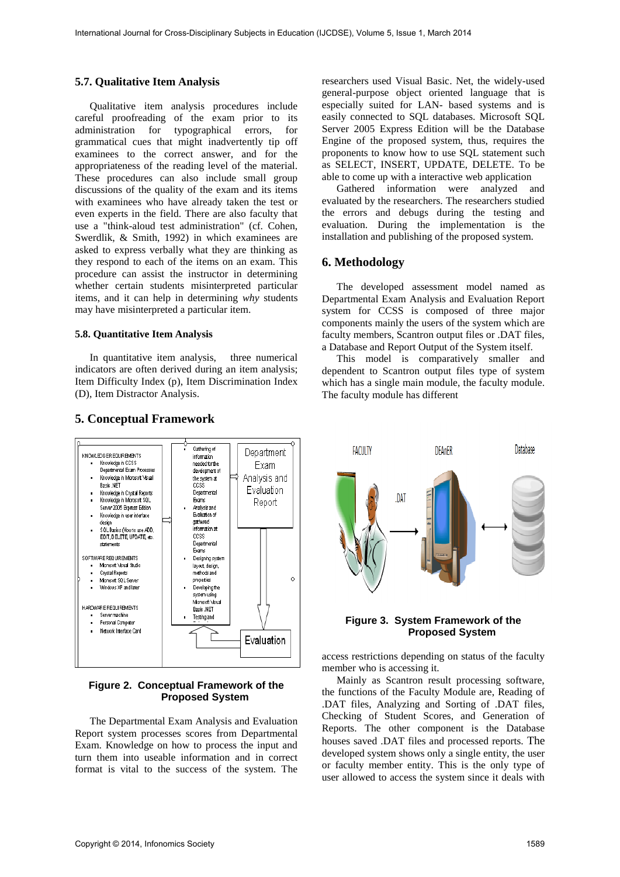### 5.7. Qualitative Item Analysis

Qualitative item analysis procedures include careful proofreading of the exam prior to its administration for typographical errors, for grammatical cues that might inadvertently tip off examinees to the correct answer, and for the appropriateness of the reading level of the material. These procedures can also include small group discussions of the quality of the exam and its items with examinees who have already taken the test or even experts in the field. There are also faculty that use a "think-aloud test administration" (cf. Cohen, Swerdlik, & Smith, 1992) in which examinees are asked to express verbally what they are thinking as they respond to each of the items on an exam. This procedure can assist the instructor in determining whether certain students misinterpreted particular items, and it can help in determining *why* students may have misinterpreted a particular item.

#### 5.8. Quantitative Item Analysis

In quantitative item analysis, three numerical indicators are often derived during an item analysis; Item Difficulty Index (p), Item Discrimination Index (D), Item Distractor Analysis.

## 5. Conceptual Framework

**Figure 2. Conceptual Framework of the Proposed System**

The Departmental Exam Analysis and Evaluation Report system processes scores from Departmental Exam. Knowledge on how to process the input and turn them into useable information and in correct format is vital to the success of the system. The researchers used Visual Basic. Net, the widely-used general-purpose object oriented language that is especially suited for LAN- based systems and is easily connected to SQL databases. Microsoft SQL Server 2005 Express Edition will be the Database Engine of the proposed system, thus, requires the proponents to know how to use SQL statement such as SELECT, INSERT, UPDATE, DELETE. To be able to come up with a interactive web application

Gathered information were analyzed and evaluated by the researchers. The researchers studied the errors and debugs during the testing and evaluation. During the implementation is the installation and publishing of the proposed system.

## 6. Methodology

The developed assessment model named as Departmental Exam Analysis and Evaluation Report system for CCSS is composed of three major components mainly the users of the system which are faculty members, Scantron output files or .DAT files, a Database and Report Output of the System itself.

This model is comparatively smaller and dependent to Scantron output files type of system which has a single main module, the faculty module. The faculty module has different

**Figure 3. System Framework of the Proposed System**

access restrictions depending on status of the faculty member who is accessing it.

Mainly as Scantron result processing software, the functions of the Faculty Module are, Reading of .DAT files, Analyzing and Sorting of .DAT files, Checking of Student Scores, and Generation of Reports. The other component is the Database houses saved .DAT files and processed reports. The developed system shows only a single entity, the user or faculty member entity. This is the only type of user allowed to access the system since it deals with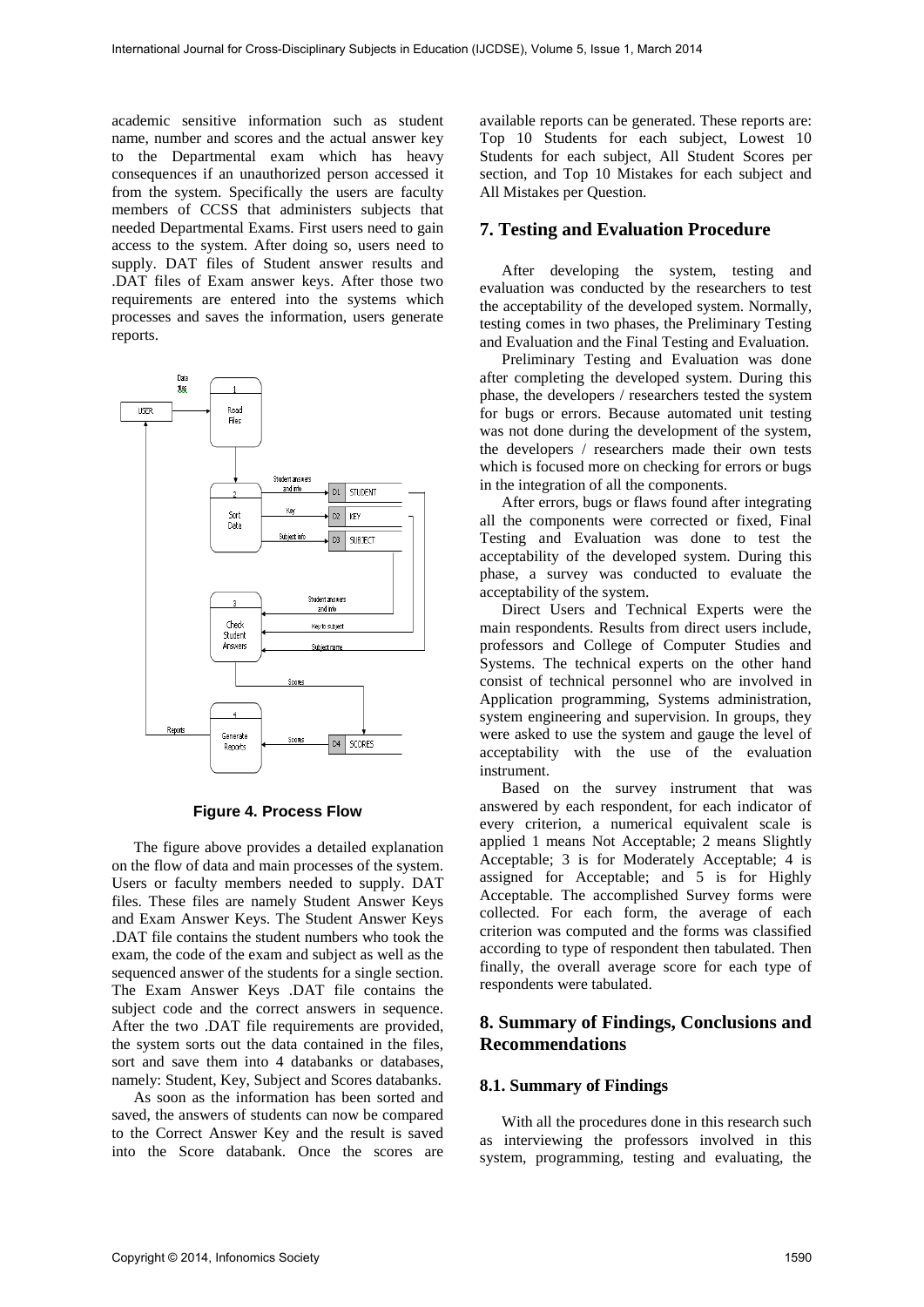academic sensitive information such as student name, number and scores and the actual answer key to the Departmental exam which has heavy consequences if an unauthorized person accessed it from the system. Specifically the users are faculty members of CCSS that administers subjects that needed Departmental Exams. First users need to gain access to the system. After doing so, users need to supply. DAT files of Student answer results and .DAT files of Exam answer keys. After those two requirements are entered into the systems which processes and saves the information, users generate reports.

**Figure 4. Process Flow**

The figure above provides a detailed explanation on the flow of data and main processes of the system. Users or faculty members needed to supply. DAT files. These files are namely Student Answer Keys and Exam Answer Keys. The Student Answer Keys .DAT file contains the student numbers who took the exam, the code of the exam and subject as well as the sequenced answer of the students for a single section. The Exam Answer Keys .DAT file contains the subject code and the correct answers in sequence. After the two .DAT file requirements are provided, the system sorts out the data contained in the files, sort and save them into 4 databanks or databases, namely: Student, Key, Subject and Scores databanks.

As soon as the information has been sorted and saved, the answers of students can now be compared to the Correct Answer Key and the result is saved into the Score databank. Once the scores are available reports can be generated. These reports are: Top 10 Students for each subject, Lowest 10 Students for each subject, All Student Scores per section, and Top 10 Mistakes for each subject and All Mistakes per Question.

## 7. Testing and Evaluation Procedure

After developing the system, testing and evaluation was conducted by the researchers to test the acceptability of the developed system. Normally, testing comes in two phases, the Preliminary Testing and Evaluation and the Final Testing and Evaluation.

Preliminary Testing and Evaluation was done after completing the developed system. During this phase, the developers / researchers tested the system for bugs or errors. Because automated unit testing was not done during the development of the system, the developers / researchers made their own tests which is focused more on checking for errors or bugs in the integration of all the components.

After errors, bugs or flaws found after integrating all the components were corrected or fixed, Final Testing and Evaluation was done to test the acceptability of the developed system. During this phase, a survey was conducted to evaluate the acceptability of the system.

Direct Users and Technical Experts were the main respondents. Results from direct users include, professors and College of Computer Studies and Systems. The technical experts on the other hand consist of technical personnel who are involved in Application programming, Systems administration, system engineering and supervision. In groups, they were asked to use the system and gauge the level of acceptability with the use of the evaluation instrument.

Based on the survey instrument that was answered by each respondent, for each indicator of every criterion, a numerical equivalent scale is applied 1 means Not Acceptable; 2 means Slightly Acceptable; 3 is for Moderately Acceptable; 4 is assigned for Acceptable; and 5 is for Highly Acceptable. The accomplished Survey forms were collected. For each form, the average of each criterion was computed and the forms was classified according to type of respondent then tabulated. Then finally, the overall average score for each type of respondents were tabulated.

## 8. Summary of Findings, Conclusions and Recommendations

### 8.1. Summary of Findings

With all the procedures done in this research such as interviewing the professors involved in this system, programming, testing and evaluating, the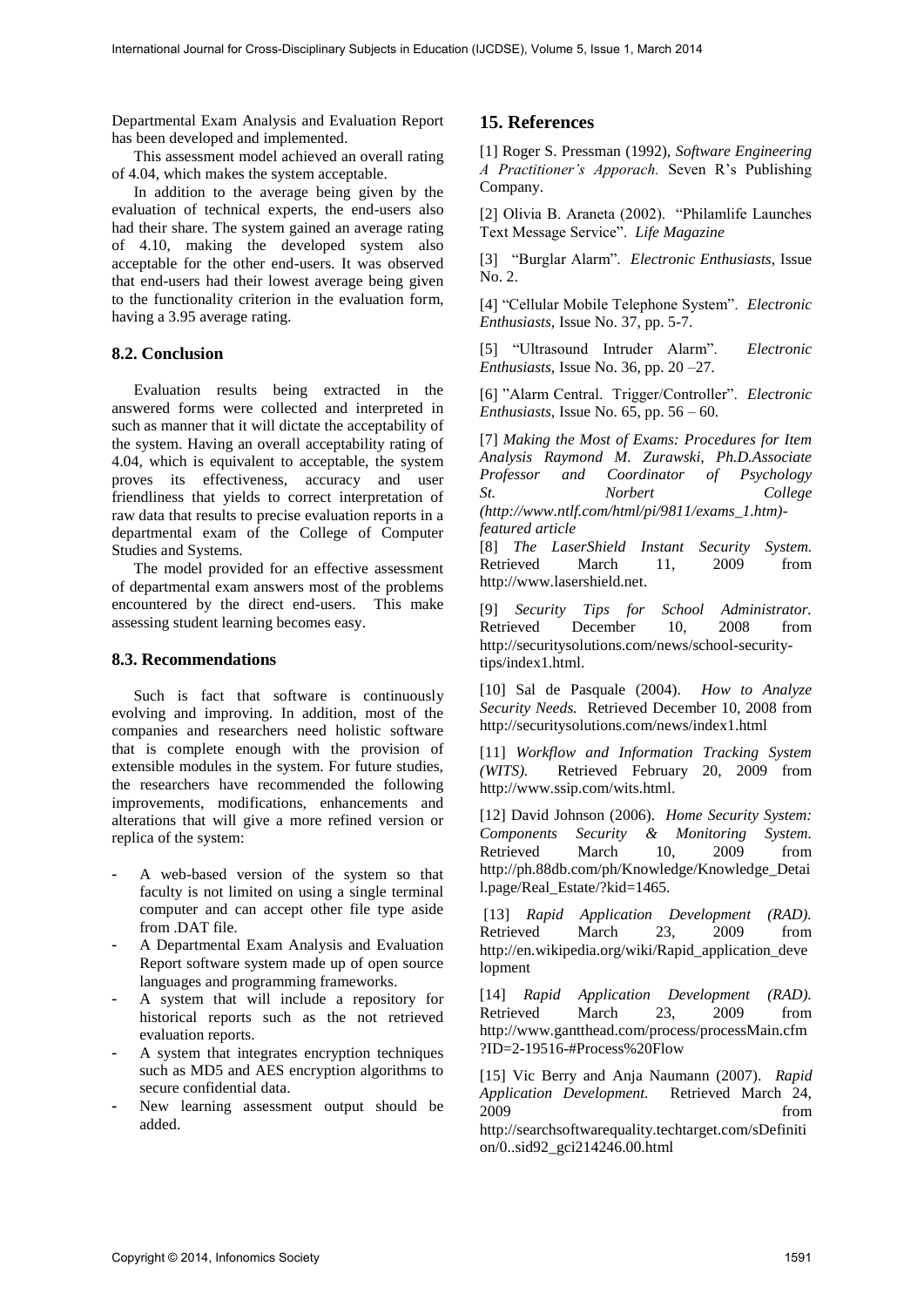Departmental Exam Analysis and Evaluation Report has been developed and implemented.

This assessment model achieved an overall rating of 4.04, which makes the system acceptable.

In addition to the average being given by the evaluation of technical experts, the end-users also had their share. The system gained an average rating of 4.10, making the developed system also acceptable for the other end-users. It was observed that end-users had their lowest average being given to the functionality criterion in the evaluation form, having a 3.95 average rating.

### 8.2. Conclusion

Evaluation results being extracted in the answered forms were collected and interpreted in such as manner that it will dictate the acceptability of the system. Having an overall acceptability rating of 4.04, which is equivalent to acceptable, the system proves its effectiveness, accuracy and user friendliness that yields to correct interpretation of raw data that results to precise evaluation reports in a departmental exam of the College of Computer Studies and Systems.

The model provided for an effective assessment of departmental exam answers most of the problems encountered by the direct end-users. This make assessing student learning becomes easy.

### 8.3. Recommendations

Such is fact that software is continuously evolving and improving. In addition, most of the companies and researchers need holistic software that is complete enough with the provision of extensible modules in the system. For future studies, the researchers have recommended the following improvements, modifications, enhancements and alterations that will give a more refined version or replica of the system:

- A web-based version of the system so that faculty is not limited on using a single terminal computer and can accept other file type aside from .DAT file.
- A Departmental Exam Analysis and Evaluation Report software system made up of open source languages and programming frameworks.
- A system that will include a repository for historical reports such as the not retrieved evaluation reports.
- A system that integrates encryption techniques such as MD5 and AES encryption algorithms to secure confidential data.
- New learning assessment output should be added.

## 15. References

[1] Roger S. Pressman (1992), *Software Engineering A Practitioner's Apporach.* Seven R's Publishing Company.

[2] Olivia B. Araneta (2002). "Philamlife Launches Text Message Service". *Life Magazine*

[3] "Burglar Alarm". *Electronic Enthusiasts,* Issue No. 2.

[4] "Cellular Mobile Telephone System". *Electronic Enthusiasts,* Issue No. 37, pp. 5-7.

[5] "Ultrasound Intruder Alarm". *Electronic Enthusiasts,* Issue No. 36, pp. 20 –27.

[6] "Alarm Central. Trigger/Controller". *Electronic Enthusiasts,* Issue No. 65, pp. 56 – 60.

[7] *Making the Most of Exams: Procedures for Item Analysis Raymond M. Zurawski, Ph.D.Associate Professor and Coordinator of Psychology St. Norbert College (http://www.ntlf.com/html/pi/9811/exams_1.htm)-featured article*

[8] *The LaserShield Instant Security System.* Retrieved March 11, 2009 from http://www.lasershield.net.

[9] *Security Tips for School Administrator.* Retrieved December 10, 2008 from http://securitysolutions.com/news/school-security-tips/index1.html.

[10] Sal de Pasquale (2004). *How to Analyze Security Needs.* Retrieved December 10, 2008 from http://securitysolutions.com/news/index1.html

[11] *Workflow and Information Tracking System (WITS).* Retrieved February 20, 2009 from http://www.ssip.com/wits.html.

[12] David Johnson (2006). *Home Security System: Components Security & Monitoring System.* Retrieved March 10, 2009 from http://ph.88db.com/ph/Knowledge/Knowledge_Detail.page/Real_Estate/?kid=1465.

[13] *Rapid Application Development (RAD).* Retrieved March 23, 2009 from http://en.wikipedia.org/wiki/Rapid_application_development

[14] *Rapid Application Development (RAD).* Retrieved March 23, 2009 from http://www.gantthead.com/process/processMain.cfm?ID=2-19516-#Process%20Flow

[15] Vic Berry and Anja Naumann (2007). *Rapid Application Development.* Retrieved March 24, 2009 from http://searchsoftwarequality.techtarget.com/sDefinition/0..sid92_gci214246.00.html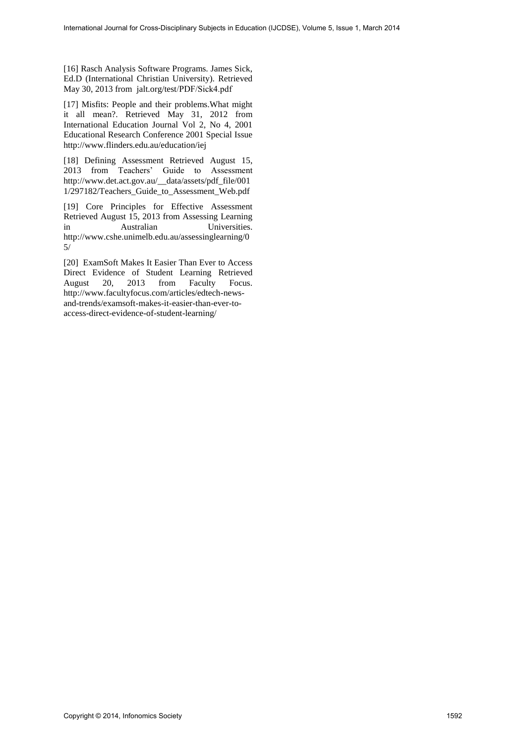[16] Rasch Analysis Software Programs. James Sick, Ed.D (International Christian University). Retrieved May 30, 2013 from jalt.org/test/PDF/Sick4.pdf

[17] Misfits: People and their problems.What might it all mean?. Retrieved May 31, 2012 from International Education Journal Vol 2, No 4, 2001 Educational Research Conference 2001 Special Issue http://www.flinders.edu.au/education/iej

[18] Defining Assessment Retrieved August 15, 2013 from Teachers' Guide to Assessment http://www.det.act.gov.au/__data/assets/pdf_file/0011/297182/Teachers_Guide_to_Assessment_Web.pdf

[19] Core Principles for Effective Assessment Retrieved August 15, 2013 from Assessing Learning in Australian Universities. http://www.cshe.unimelb.edu.au/assessinglearning/05/

[20] ExamSoft Makes It Easier Than Ever to Access Direct Evidence of Student Learning Retrieved August 20, 2013 from Faculty Focus. http://www.facultyfocus.com/articles/edtech-news-and-trends/examsoft-makes-it-easier-than-ever-to-access-direct-evidence-of-student-learning/